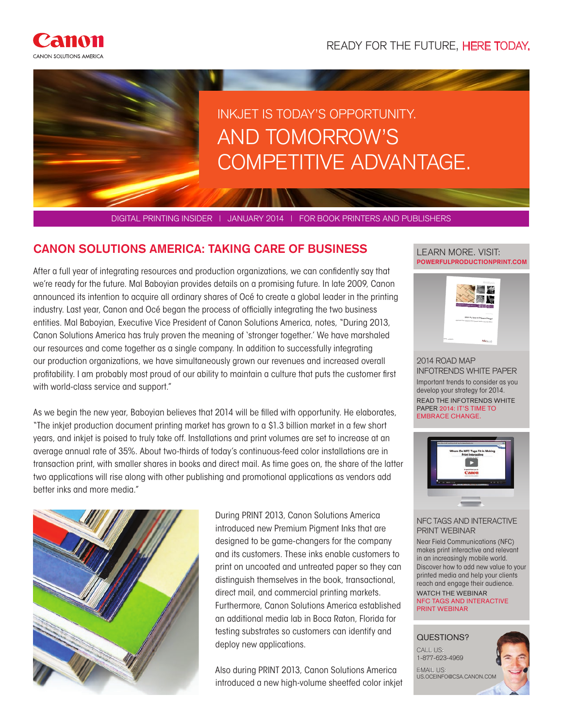Canon

CANON SOLUTIONS AMERICA

READY FOR THE FUTURE, HERE TODAY.

# INKJET IS TODAY'S OPPORTUNITY. AND TOMORROW'S COMPETITIVE ADVANTAGE.

DIGITAL PRINTING INSIDER | JANUARY 2014 | FOR BOOK PRINTERS AND PUBLISHERS

## CANON SOLUTIONS AMERICA: TAKING CARE OF BUSINESS

After a full year of integrating resources and production organizations, we can confidently say that we're ready for the future. Mal Baboyian provides details on a promising future. In late 2009, Canon announced its intention to acquire all ordinary shares of Océ to create a global leader in the printing industry. Last year, Canon and Océ began the process of officially integrating the two business entities. Mal Baboyian, Executive Vice President of Canon Solutions America, notes, "During 2013, Canon Solutions America has truly proven the meaning of 'stronger together.' We have marshaled our resources and come together as a single company. In addition to successfully integrating our production organizations, we have simultaneously grown our revenues and increased overall profitability. I am probably most proud of our ability to maintain a culture that puts the customer first with world-class service and support."

As we begin the new year, Baboyian believes that 2014 will be filled with opportunity. He elaborates, "The inkjet production document printing market has grown to a $1.3 billion market in a few short years, and inkjet is poised to truly take off. Installations and print volumes are set to increase at an average annual rate of 35%. About two-thirds of today's continuous-feed color installations are in transaction print, with smaller shares in books and direct mail. As time goes on, the share of the latter two applications will rise along with other publishing and promotional applications as vendors add better inks and more media."

During PRINT 2013, Canon Solutions America introduced new Premium Pigment Inks that are designed to be game-changers for the company and its customers. These inks enable customers to print on uncoated and untreated paper so they can distinguish themselves in the book, transactional, direct mail, and commercial printing markets. Furthermore, Canon Solutions America established an additional media lab in Boca Raton, Florida for testing substrates so customers can identify and deploy new applications.

Also during PRINT 2013, Canon Solutions America introduced a new high-volume sheetfed color inkjet

---

LEARN MORE. VISIT:
POWERFULPRODUCTIONPRINT.COM

### 2014 ROAD MAP INFOTRENDS WHITE PAPER

Important trends to consider as you develop your strategy for 2014.

READ THE INFOTRENDS WHITE PAPER 2014: IT'S TIME TO EMBRACE CHANGE.

### NFC TAGS AND INTERACTIVE PRINT WEBINAR

Near Field Communications (NFC) makes print interactive and relevant in an increasingly mobile world. Discover how to add new value to your printed media and help your clients reach and engage their audience.

WATCH THE WEBINAR NFC TAGS AND INTERACTIVE PRINT WEBINAR

### QUESTIONS?

CALL US:
1-877-623-4969

EMAIL US:
US.OCEINFO@CSA.CANON.COM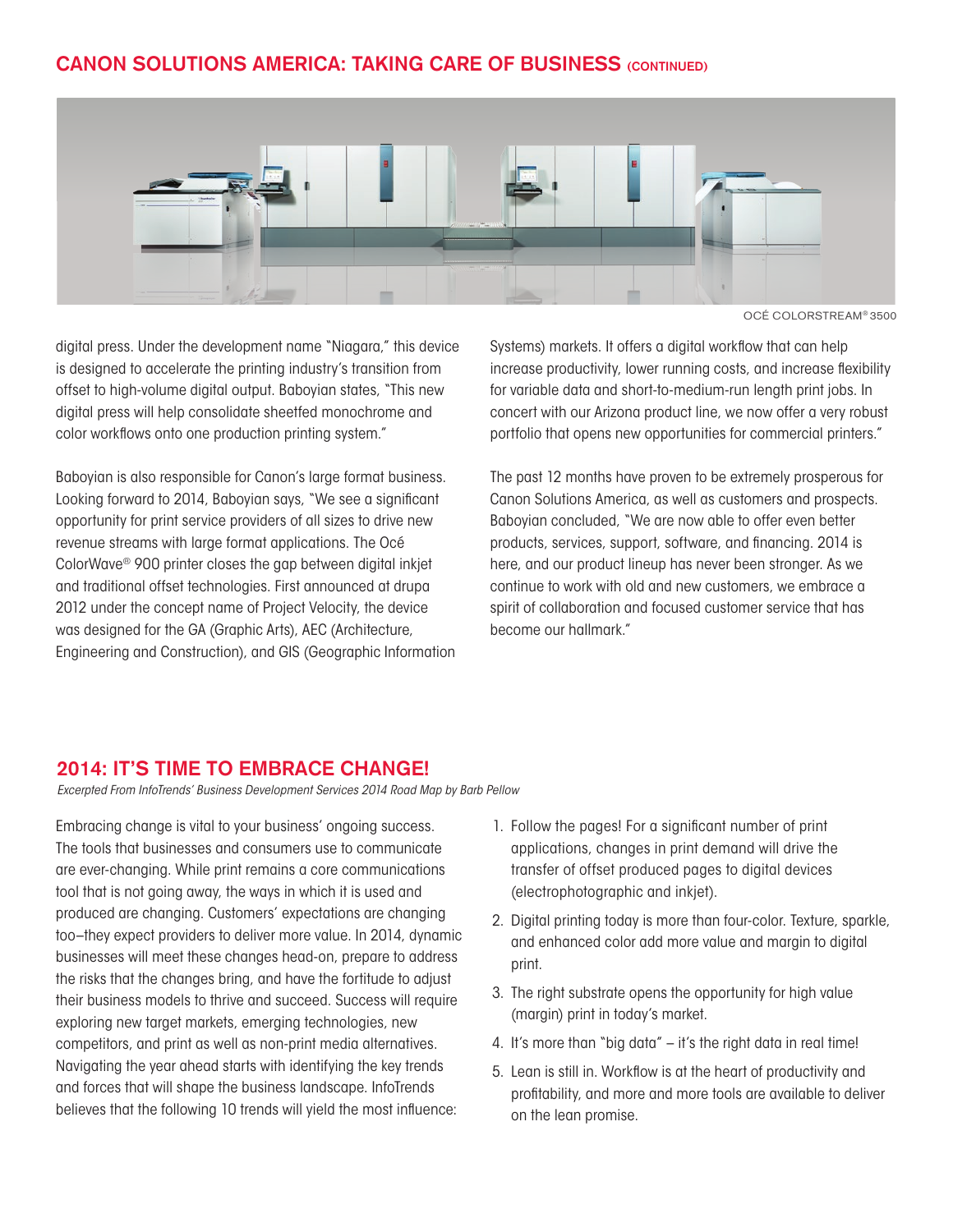## CANON SOLUTIONS AMERICA: TAKING CARE OF BUSINESS (CONTINUED)

OCÉ COLORSTREAM® 3500

digital press. Under the development name "Niagara," this device is designed to accelerate the printing industry's transition from offset to high-volume digital output. Baboyian states, "This new digital press will help consolidate sheetfed monochrome and color workflows onto one production printing system."

Baboyian is also responsible for Canon's large format business. Looking forward to 2014, Baboyian says, "We see a significant opportunity for print service providers of all sizes to drive new revenue streams with large format applications. The Océ ColorWave® 900 printer closes the gap between digital inkjet and traditional offset technologies. First announced at drupa 2012 under the concept name of Project Velocity, the device was designed for the GA (Graphic Arts), AEC (Architecture, Engineering and Construction), and GIS (Geographic Information Systems) markets. It offers a digital workflow that can help increase productivity, lower running costs, and increase flexibility for variable data and short-to-medium-run length print jobs. In concert with our Arizona product line, we now offer a very robust portfolio that opens new opportunities for commercial printers."

The past 12 months have proven to be extremely prosperous for Canon Solutions America, as well as customers and prospects. Baboyian concluded, "We are now able to offer even better products, services, support, software, and financing. 2014 is here, and our product lineup has never been stronger. As we continue to work with old and new customers, we embrace a spirit of collaboration and focused customer service that has become our hallmark."

## 2014: IT'S TIME TO EMBRACE CHANGE!

*Excerpted From InfoTrends' Business Development Services 2014 Road Map by Barb Pellow*

Embracing change is vital to your business' ongoing success. The tools that businesses and consumers use to communicate are ever-changing. While print remains a core communications tool that is not going away, the ways in which it is used and produced are changing. Customers' expectations are changing too–they expect providers to deliver more value. In 2014, dynamic businesses will meet these changes head-on, prepare to address the risks that the changes bring, and have the fortitude to adjust their business models to thrive and succeed. Success will require exploring new target markets, emerging technologies, new competitors, and print as well as non-print media alternatives. Navigating the year ahead starts with identifying the key trends and forces that will shape the business landscape. InfoTrends believes that the following 10 trends will yield the most influence:

1. Follow the pages! For a significant number of print applications, changes in print demand will drive the transfer of offset produced pages to digital devices (electrophotographic and inkjet).
2. Digital printing today is more than four-color. Texture, sparkle, and enhanced color add more value and margin to digital print.
3. The right substrate opens the opportunity for high value (margin) print in today's market.
4. It's more than "big data" – it's the right data in real time!
5. Lean is still in. Workflow is at the heart of productivity and profitability, and more and more tools are available to deliver on the lean promise.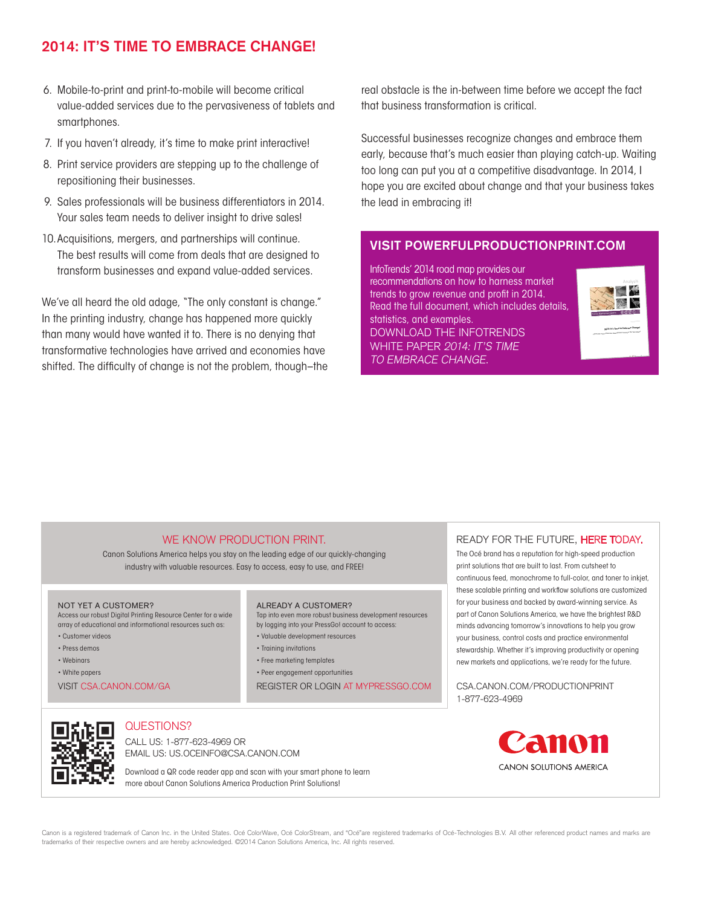# 2014: IT'S TIME TO EMBRACE CHANGE!

6. Mobile-to-print and print-to-mobile will become critical value-added services due to the pervasiveness of tablets and smartphones.
7. If you haven't already, it's time to make print interactive!
8. Print service providers are stepping up to the challenge of repositioning their businesses.
9. Sales professionals will be business differentiators in 2014. Your sales team needs to deliver insight to drive sales!
10. Acquisitions, mergers, and partnerships will continue. The best results will come from deals that are designed to transform businesses and expand value-added services.

We've all heard the old adage, "The only constant is change." In the printing industry, change has happened more quickly than many would have wanted it to. There is no denying that transformative technologies have arrived and economies have shifted. The difficulty of change is not the problem, though–the real obstacle is the in-between time before we accept the fact that business transformation is critical.

Successful businesses recognize changes and embrace them early, because that's much easier than playing catch-up. Waiting too long can put you at a competitive disadvantage. In 2014, I hope you are excited about change and that your business takes the lead in embracing it!

## VISIT POWERFULPRODUCTIONPRINT.COM

InfoTrends' 2014 road map provides our recommendations on how to harness market trends to grow revenue and profit in 2014. Read the full document, which includes details, statistics, and examples.
DOWNLOAD THE INFOTRENDS WHITE PAPER *2014: IT'S TIME TO EMBRACE CHANGE.*

## WE KNOW PRODUCTION PRINT.

Canon Solutions America helps you stay on the leading edge of our quickly-changing industry with valuable resources. Easy to access, easy to use, and FREE!

### NOT YET A CUSTOMER?

Access our robust Digital Printing Resource Center for a wide array of educational and informational resources such as:

- Customer videos
- Press demos
- Webinars
- White papers

VISIT CSA.CANON.COM/GA

### ALREADY A CUSTOMER?

Tap into even more robust business development resources by logging into your PressGo! account to access:

- Valuable development resources
- Training invitations
- Free marketing templates
- Peer engagement opportunities

REGISTER OR LOGIN AT MYPRESSGO.COM

## READY FOR THE FUTURE, HERE TODAY.

The Océ brand has a reputation for high-speed production print solutions that are built to last. From cutsheet to continuous feed, monochrome to full-color, and toner to inkjet, these scalable printing and workflow solutions are customized for your business and backed by award-winning service. As part of Canon Solutions America, we have the brightest R&D minds advancing tomorrow's innovations to help you grow your business, control costs and practice environmental stewardship. Whether it's improving productivity or opening new markets and applications, we're ready for the future.

CSA.CANON.COM/PRODUCTIONPRINT
1-877-623-4969

## QUESTIONS?

CALL US: 1-877-623-4969 OR
EMAIL US: US.OCEINFO@CSA.CANON.COM

Download a QR code reader app and scan with your smart phone to learn more about Canon Solutions America Production Print Solutions!

Canon
CANON SOLUTIONS AMERICA

Canon is a registered trademark of Canon Inc. in the United States. Océ ColorWave, Océ ColorStream, and "Océ"are registered trademarks of Océ-Technologies B.V. All other referenced product names and marks are trademarks of their respective owners and are hereby acknowledged. ©2014 Canon Solutions America, Inc. All rights reserved.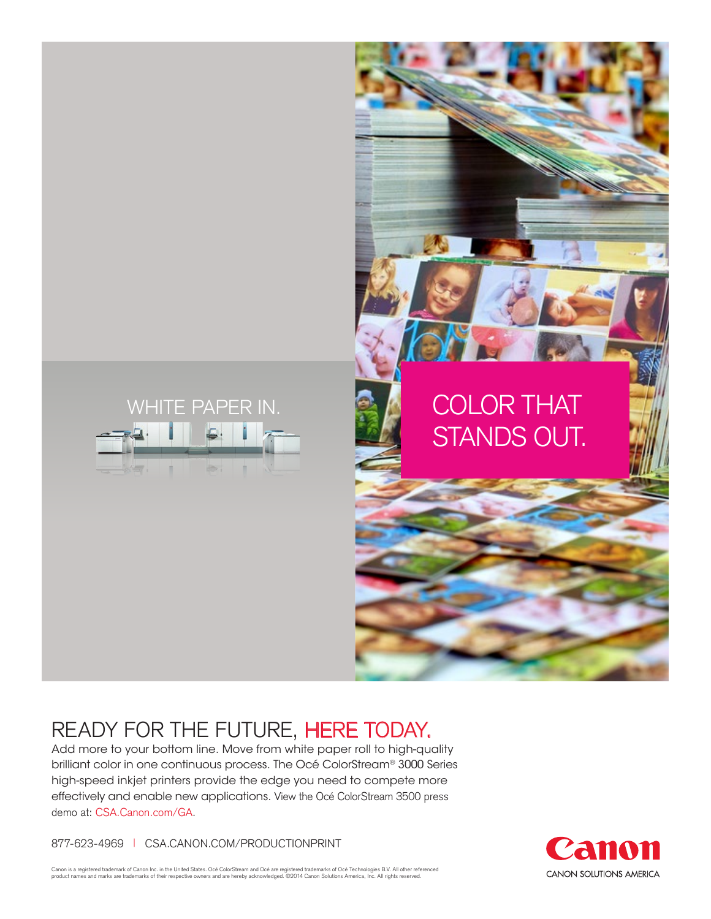WHITE PAPER IN.

COLOR THAT STANDS OUT.

## READY FOR THE FUTURE, HERE TODAY.

Add more to your bottom line. Move from white paper roll to high-quality brilliant color in one continuous process. The Océ ColorStream® 3000 Series high-speed inkjet printers provide the edge you need to compete more effectively and enable new applications. View the Océ ColorStream 3500 press demo at: CSA.Canon.com/GA.

877-623-4969 | CSA.CANON.COM/PRODUCTIONPRINT

Canon is a registered trademark of Canon Inc. in the United States. Océ ColorStream and Océ are registered trademarks of Océ Technologies B.V. All other referenced product names and marks are trademarks of their respective owners and are hereby acknowledged. ©2014 Canon Solutions America, Inc. All rights reserved.

Canon

CANON SOLUTIONS AMERICA